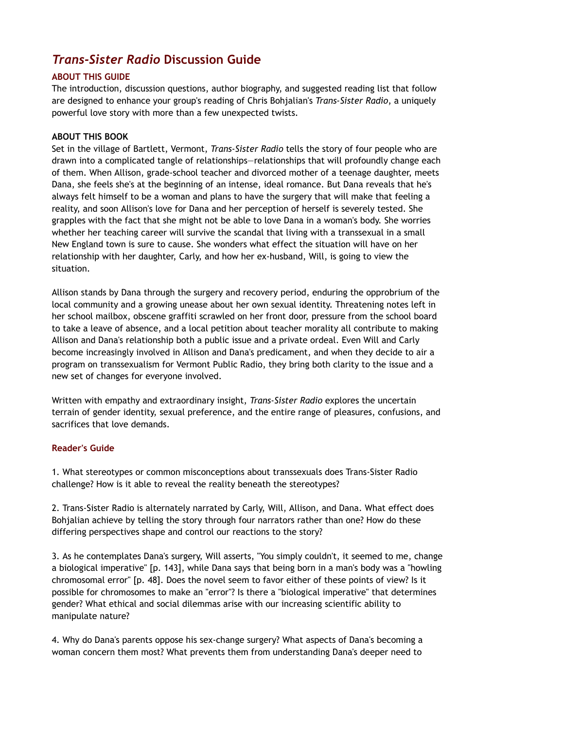# *Trans-Sister Radio* Discussion Guide

### ABOUT THIS GUIDE

The introduction, discussion questions, author biography, and suggested reading list that follow are designed to enhance your group's reading of Chris Bohjalian's *Trans-Sister Radio*, a uniquely powerful love story with more than a few unexpected twists.

### ABOUT THIS BOOK

Set in the village of Bartlett, Vermont, *Trans-Sister Radio* tells the story of four people who are drawn into a complicated tangle of relationships—relationships that will profoundly change each of them. When Allison, grade-school teacher and divorced mother of a teenage daughter, meets Dana, she feels she's at the beginning of an intense, ideal romance. But Dana reveals that he's always felt himself to be a woman and plans to have the surgery that will make that feeling a reality, and soon Allison's love for Dana and her perception of herself is severely tested. She grapples with the fact that she might not be able to love Dana in a woman's body. She worries whether her teaching career will survive the scandal that living with a transsexual in a small New England town is sure to cause. She wonders what effect the situation will have on her relationship with her daughter, Carly, and how her ex-husband, Will, is going to view the situation.

Allison stands by Dana through the surgery and recovery period, enduring the opprobrium of the local community and a growing unease about her own sexual identity. Threatening notes left in her school mailbox, obscene graffiti scrawled on her front door, pressure from the school board to take a leave of absence, and a local petition about teacher morality all contribute to making Allison and Dana's relationship both a public issue and a private ordeal. Even Will and Carly become increasingly involved in Allison and Dana's predicament, and when they decide to air a program on transsexualism for Vermont Public Radio, they bring both clarity to the issue and a new set of changes for everyone involved.

Written with empathy and extraordinary insight, *Trans-Sister Radio* explores the uncertain terrain of gender identity, sexual preference, and the entire range of pleasures, confusions, and sacrifices that love demands.

### Reader's Guide

1. What stereotypes or common misconceptions about transsexuals does Trans-Sister Radio challenge? How is it able to reveal the reality beneath the stereotypes?

2. Trans-Sister Radio is alternately narrated by Carly, Will, Allison, and Dana. What effect does Bohjalian achieve by telling the story through four narrators rather than one? How do these differing perspectives shape and control our reactions to the story?

3. As he contemplates Dana's surgery, Will asserts, "You simply couldn't, it seemed to me, change a biological imperative" [p. 143], while Dana says that being born in a man's body was a "howling chromosomal error" [p. 48]. Does the novel seem to favor either of these points of view? Is it possible for chromosomes to make an "error"? Is there a "biological imperative" that determines gender? What ethical and social dilemmas arise with our increasing scientific ability to manipulate nature?

4. Why do Dana's parents oppose his sex-change surgery? What aspects of Dana's becoming a woman concern them most? What prevents them from understanding Dana's deeper need to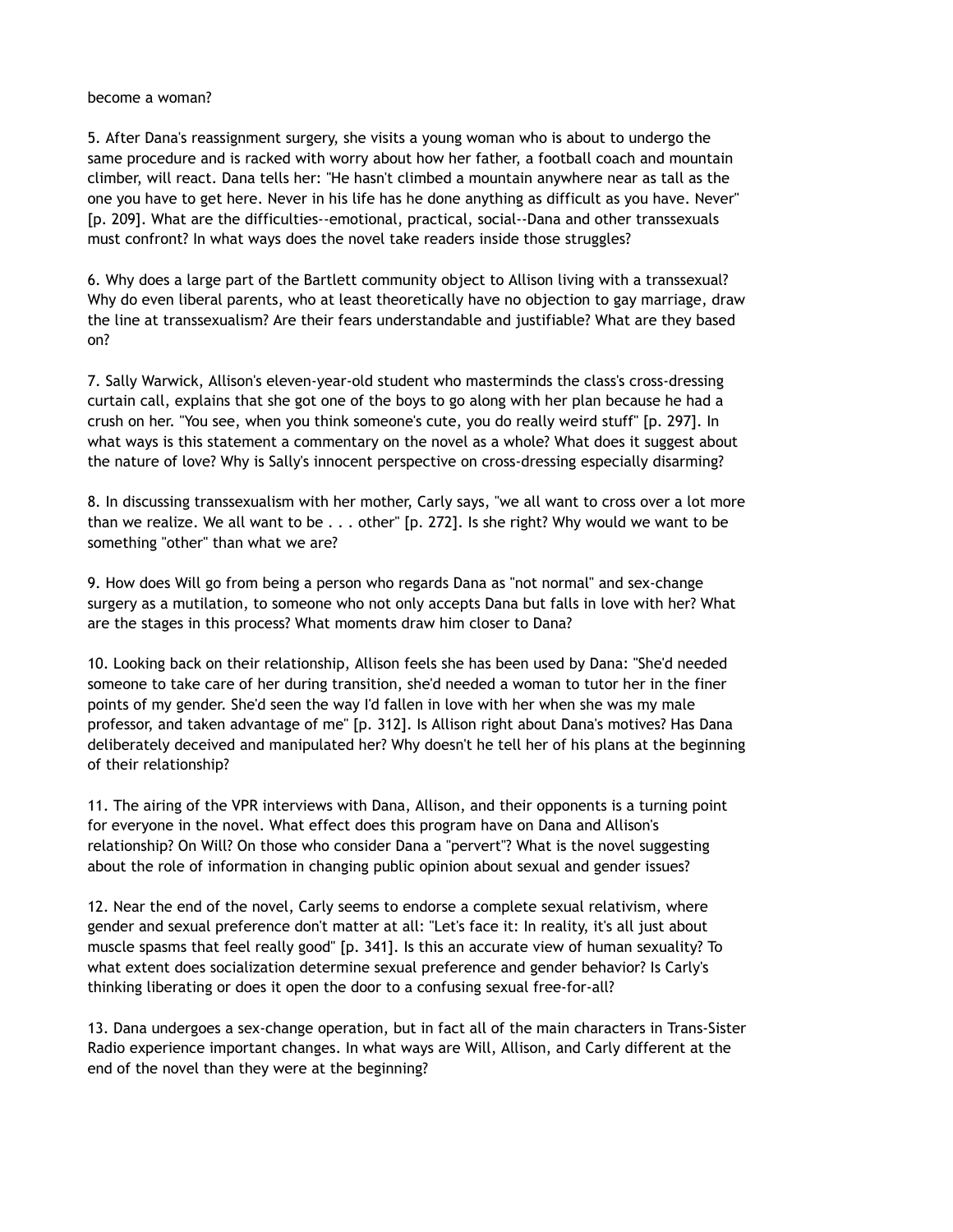become a woman?

5. After Dana's reassignment surgery, she visits a young woman who is about to undergo the same procedure and is racked with worry about how her father, a football coach and mountain climber, will react. Dana tells her: "He hasn't climbed a mountain anywhere near as tall as the one you have to get here. Never in his life has he done anything as difficult as you have. Never" [p. 209]. What are the difficulties--emotional, practical, social--Dana and other transsexuals must confront? In what ways does the novel take readers inside those struggles?

6. Why does a large part of the Bartlett community object to Allison living with a transsexual? Why do even liberal parents, who at least theoretically have no objection to gay marriage, draw the line at transsexualism? Are their fears understandable and justifiable? What are they based on?

7. Sally Warwick, Allison's eleven-year-old student who masterminds the class's cross-dressing curtain call, explains that she got one of the boys to go along with her plan because he had a crush on her. "You see, when you think someone's cute, you do really weird stuff" [p. 297]. In what ways is this statement a commentary on the novel as a whole? What does it suggest about the nature of love? Why is Sally's innocent perspective on cross-dressing especially disarming?

8. In discussing transsexualism with her mother, Carly says, "we all want to cross over a lot more than we realize. We all want to be . . . other" [p. 272]. Is she right? Why would we want to be something "other" than what we are?

9. How does Will go from being a person who regards Dana as "not normal" and sex-change surgery as a mutilation, to someone who not only accepts Dana but falls in love with her? What are the stages in this process? What moments draw him closer to Dana?

10. Looking back on their relationship, Allison feels she has been used by Dana: "She'd needed someone to take care of her during transition, she'd needed a woman to tutor her in the finer points of my gender. She'd seen the way I'd fallen in love with her when she was my male professor, and taken advantage of me" [p. 312]. Is Allison right about Dana's motives? Has Dana deliberately deceived and manipulated her? Why doesn't he tell her of his plans at the beginning of their relationship?

11. The airing of the VPR interviews with Dana, Allison, and their opponents is a turning point for everyone in the novel. What effect does this program have on Dana and Allison's relationship? On Will? On those who consider Dana a "pervert"? What is the novel suggesting about the role of information in changing public opinion about sexual and gender issues?

12. Near the end of the novel, Carly seems to endorse a complete sexual relativism, where gender and sexual preference don't matter at all: "Let's face it: In reality, it's all just about muscle spasms that feel really good" [p. 341]. Is this an accurate view of human sexuality? To what extent does socialization determine sexual preference and gender behavior? Is Carly's thinking liberating or does it open the door to a confusing sexual free-for-all?

13. Dana undergoes a sex-change operation, but in fact all of the main characters in Trans-Sister Radio experience important changes. In what ways are Will, Allison, and Carly different at the end of the novel than they were at the beginning?